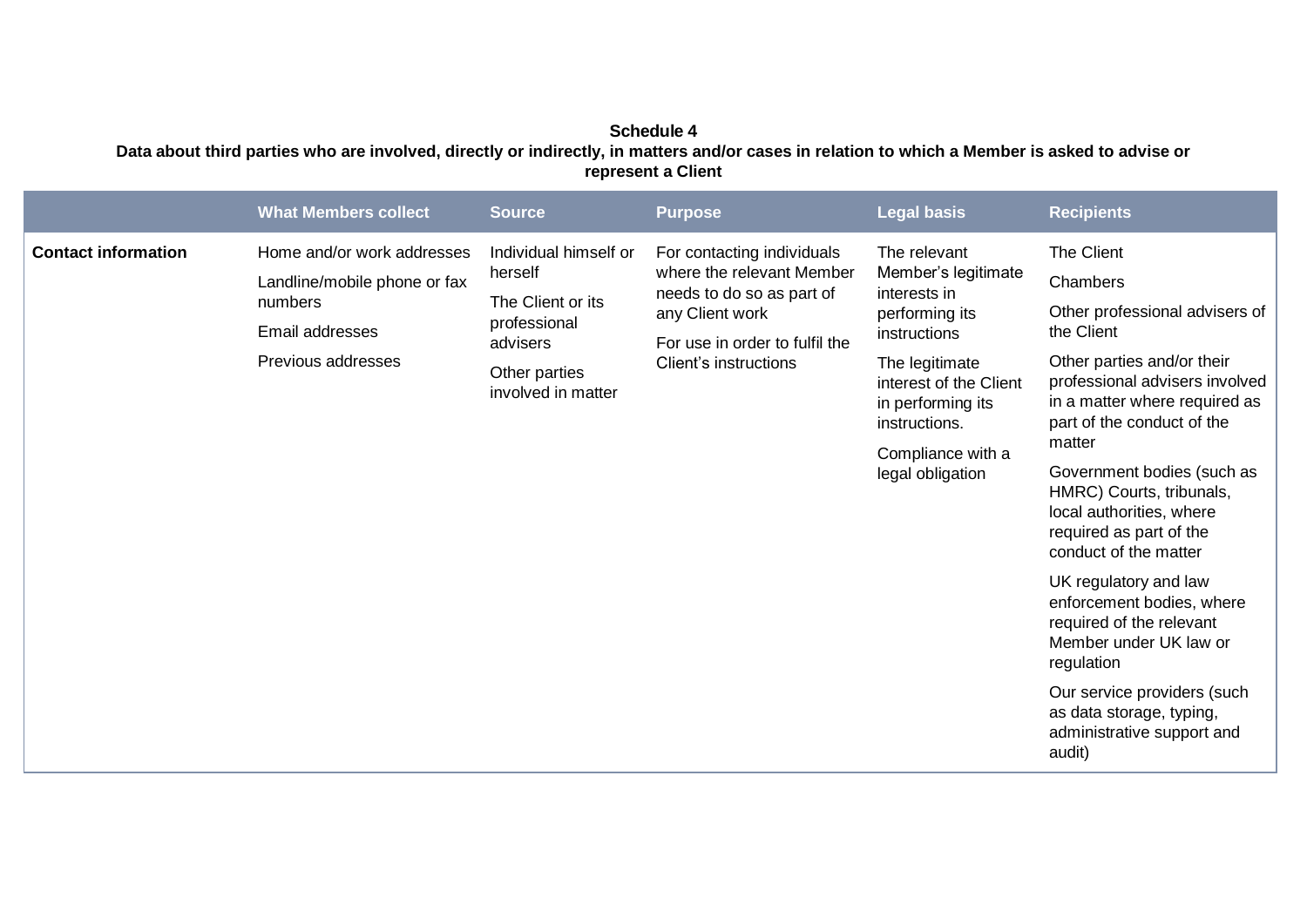**Schedule 4**

**Data about third parties who are involved, directly or indirectly, in matters and/or cases in relation to which a Member is asked to advise or represent a Client**

| | What Members collect | Source | Purpose | Legal basis | Recipients |
|---|---|---|---|---|---|
| **Contact information** | Home and/or work addresses<br><br>Landline/mobile phone or fax numbers<br><br>Email addresses<br><br>Previous addresses | Individual himself or herself<br><br>The Client or its professional advisers<br><br>Other parties involved in matter | For contacting individuals where the relevant Member needs to do so as part of any Client work<br><br>For use in order to fulfil the Client's instructions | The relevant Member's legitimate interests in performing its instructions<br><br>The legitimate interest of the Client in performing its instructions.<br><br>Compliance with a legal obligation | The Client<br><br>Chambers<br><br>Other professional advisers of the Client<br><br>Other parties and/or their professional advisers involved in a matter where required as part of the conduct of the matter<br><br>Government bodies (such as HMRC) Courts, tribunals, local authorities, where required as part of the conduct of the matter<br><br>UK regulatory and law enforcement bodies, where required of the relevant Member under UK law or regulation<br><br>Our service providers (such as data storage, typing, administrative support and audit) |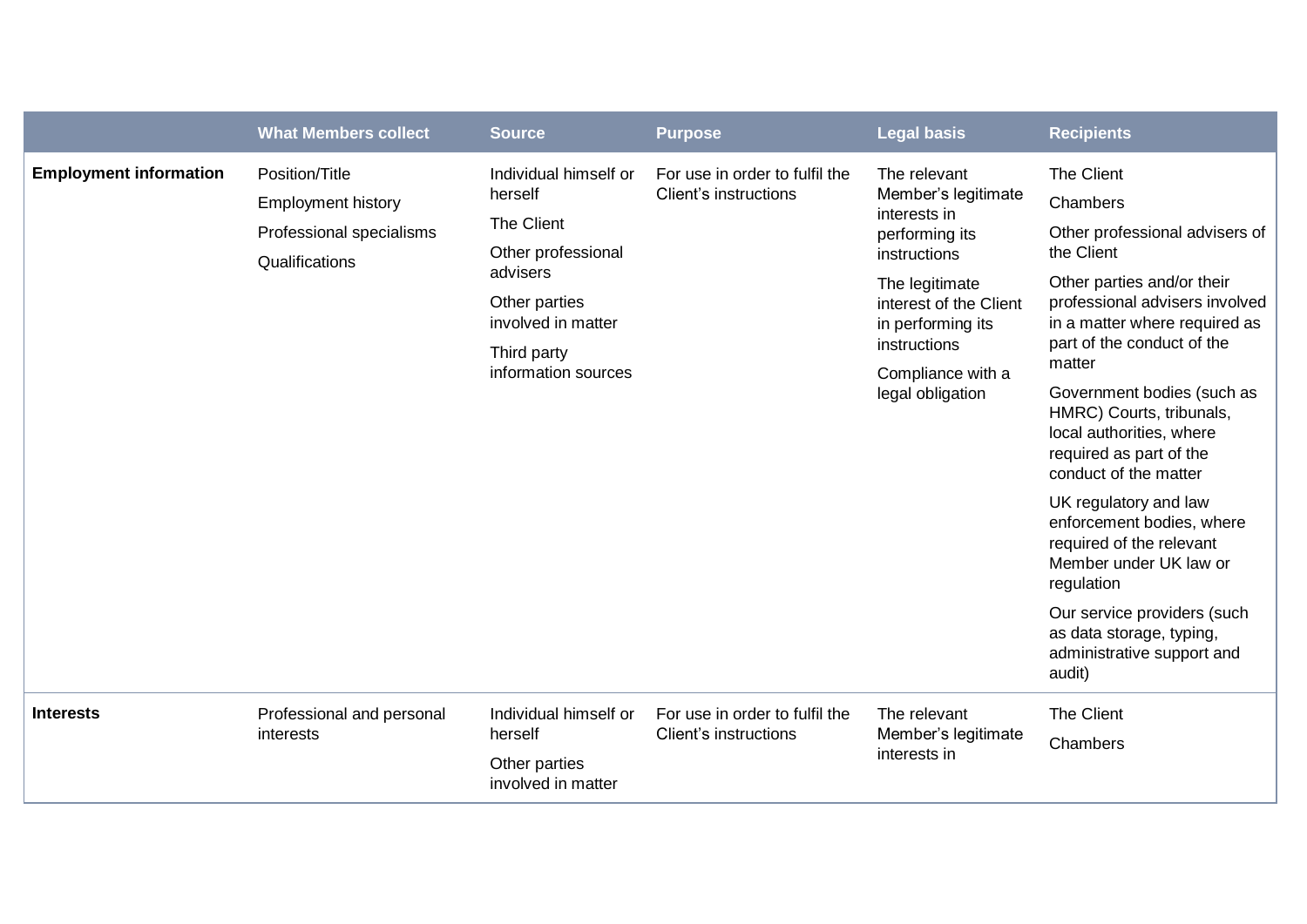| | What Members collect | Source | Purpose | Legal basis | Recipients |
|---|---|---|---|---|---|
| **Employment information** | Position/Title<br>Employment history<br>Professional specialisms<br>Qualifications | Individual himself or herself<br>The Client<br>Other professional advisers<br>Other parties involved in matter<br>Third party information sources | For use in order to fulfil the Client's instructions | The relevant Member's legitimate interests in performing its instructions<br>The legitimate interest of the Client in performing its instructions<br>Compliance with a legal obligation | The Client<br>Chambers<br>Other professional advisers of the Client<br>Other parties and/or their professional advisers involved in a matter where required as part of the conduct of the matter<br>Government bodies (such as HMRC) Courts, tribunals, local authorities, where required as part of the conduct of the matter<br>UK regulatory and law enforcement bodies, where required of the relevant Member under UK law or regulation<br>Our service providers (such as data storage, typing, administrative support and audit) |
| **Interests** | Professional and personal interests | Individual himself or herself<br>Other parties involved in matter | For use in order to fulfil the Client's instructions | The relevant Member's legitimate interests in | The Client<br>Chambers |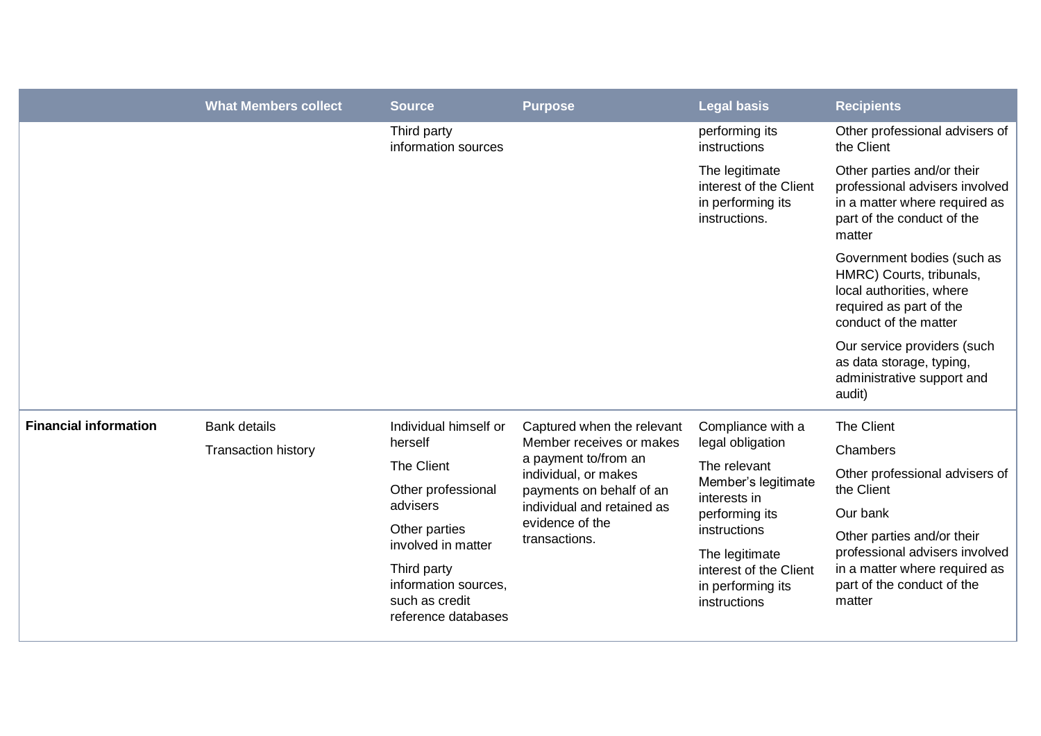| | What Members collect | Source | Purpose | Legal basis | Recipients |
|---|---|---|---|---|---|
| | | Third party information sources | | performing its instructions<br><br>The legitimate interest of the Client in performing its instructions. | Other professional advisers of the Client<br><br>Other parties and/or their professional advisers involved in a matter where required as part of the conduct of the matter<br><br>Government bodies (such as HMRC) Courts, tribunals, local authorities, where required as part of the conduct of the matter<br><br>Our service providers (such as data storage, typing, administrative support and audit) |
| **Financial information** | Bank details<br><br>Transaction history | Individual himself or herself<br><br>The Client<br><br>Other professional advisers<br><br>Other parties involved in matter<br><br>Third party information sources, such as credit reference databases | Captured when the relevant Member receives or makes a payment to/from an individual, or makes payments on behalf of an individual and retained as evidence of the transactions. | Compliance with a legal obligation<br><br>The relevant Member's legitimate interests in performing its instructions<br><br>The legitimate interest of the Client in performing its instructions | The Client<br><br>Chambers<br><br>Other professional advisers of the Client<br><br>Our bank<br><br>Other parties and/or their professional advisers involved in a matter where required as part of the conduct of the matter |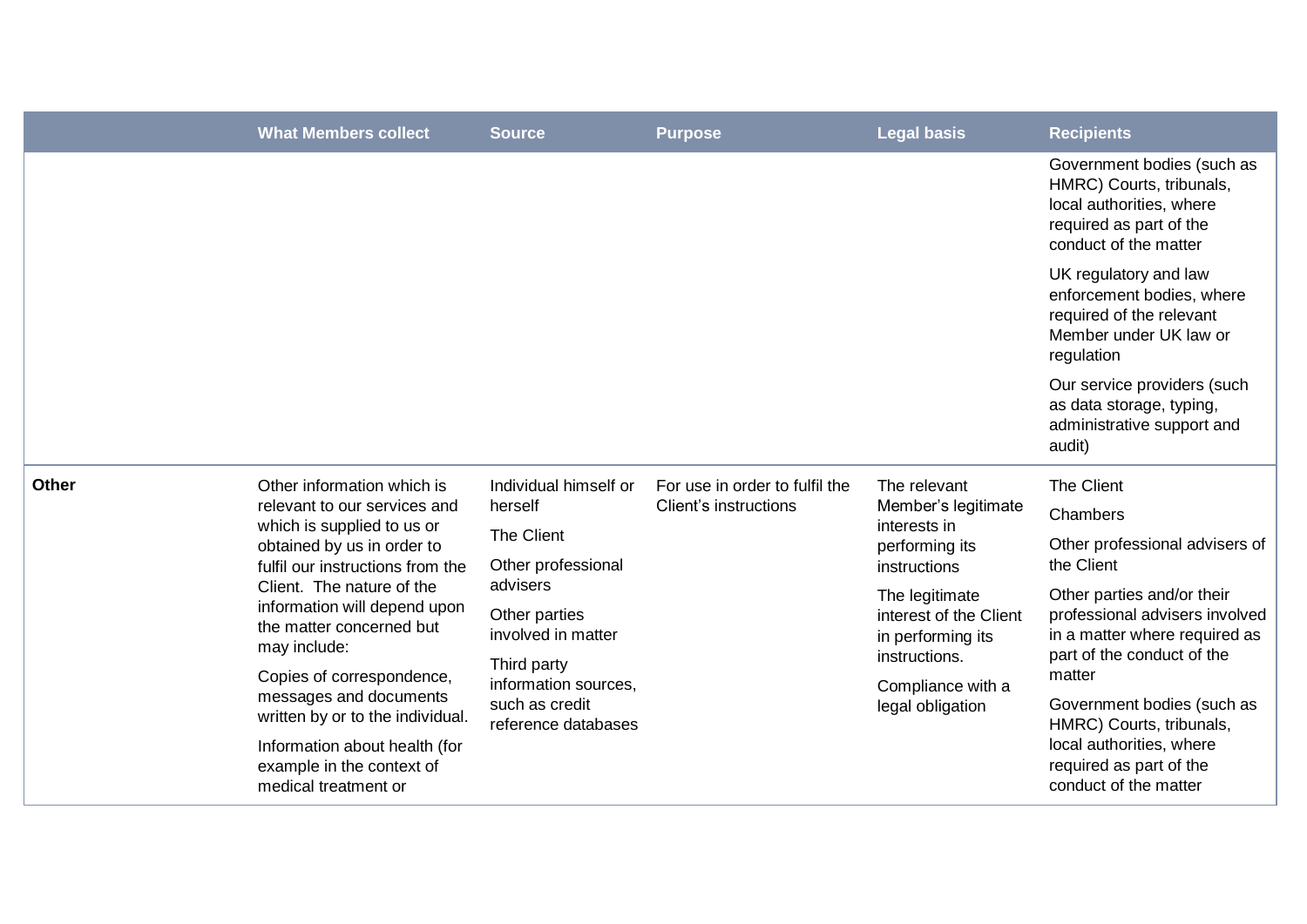| | What Members collect | Source | Purpose | Legal basis | Recipients |
|---|---|---|---|---|---|
| | | | | | Government bodies (such as HMRC) Courts, tribunals, local authorities, where required as part of the conduct of the matter<br><br>UK regulatory and law enforcement bodies, where required of the relevant Member under UK law or regulation<br><br>Our service providers (such as data storage, typing, administrative support and audit) |
| **Other** | Other information which is relevant to our services and which is supplied to us or obtained by us in order to fulfil our instructions from the Client. The nature of the information will depend upon the matter concerned but may include:<br><br>Copies of correspondence, messages and documents written by or to the individual.<br><br>Information about health (for example in the context of medical treatment or | Individual himself or herself<br><br>The Client<br><br>Other professional advisers<br><br>Other parties involved in matter<br><br>Third party information sources, such as credit reference databases | For use in order to fulfil the Client's instructions | The relevant Member's legitimate interests in performing its instructions<br><br>The legitimate interest of the Client in performing its instructions.<br><br>Compliance with a legal obligation | The Client<br><br>Chambers<br><br>Other professional advisers of the Client<br><br>Other parties and/or their professional advisers involved in a matter where required as part of the conduct of the matter<br><br>Government bodies (such as HMRC) Courts, tribunals, local authorities, where required as part of the conduct of the matter |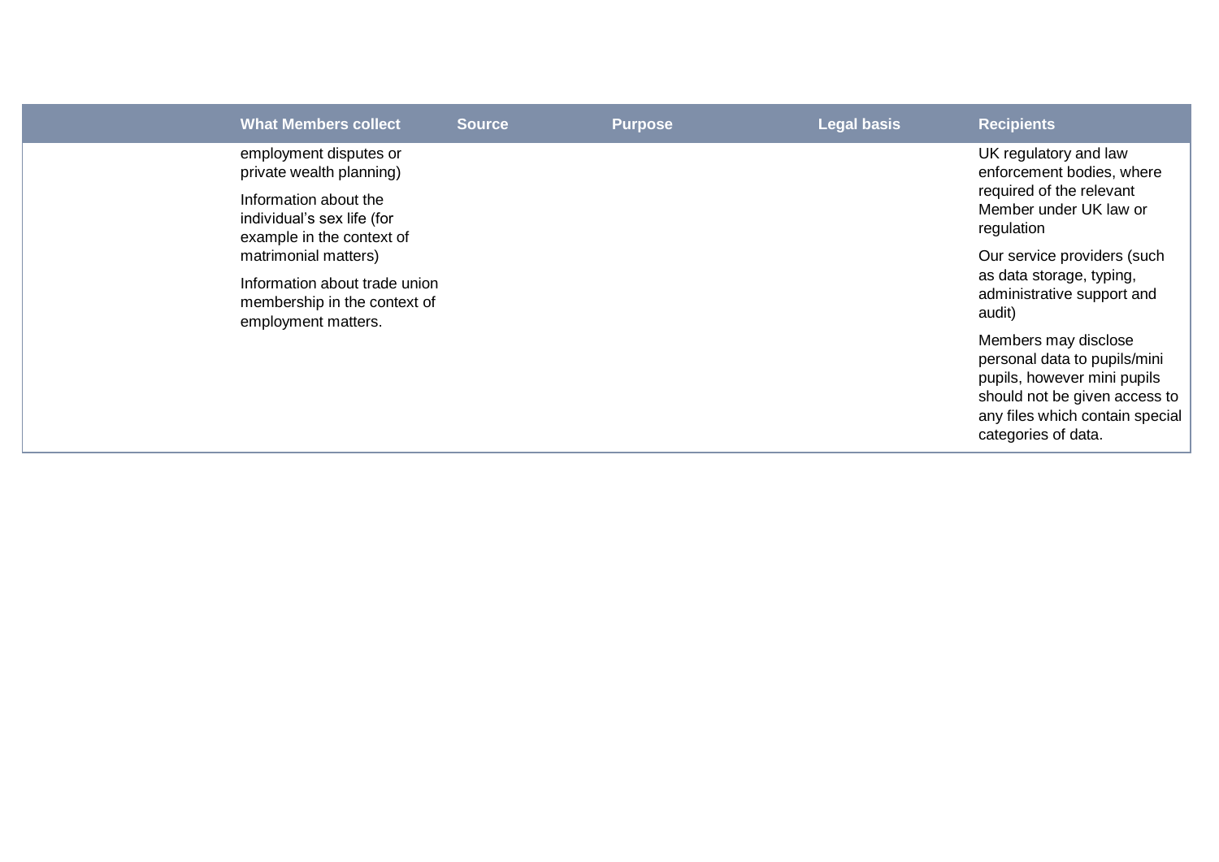| | What Members collect | Source | Purpose | Legal basis | Recipients |
|---|---|---|---|---|---|
| | employment disputes or private wealth planning)<br><br>Information about the individual’s sex life (for example in the context of matrimonial matters)<br><br>Information about trade union membership in the context of employment matters. | | | | UK regulatory and law enforcement bodies, where required of the relevant Member under UK law or regulation<br><br>Our service providers (such as data storage, typing, administrative support and audit)<br><br>Members may disclose personal data to pupils/mini pupils, however mini pupils should not be given access to any files which contain special categories of data. |